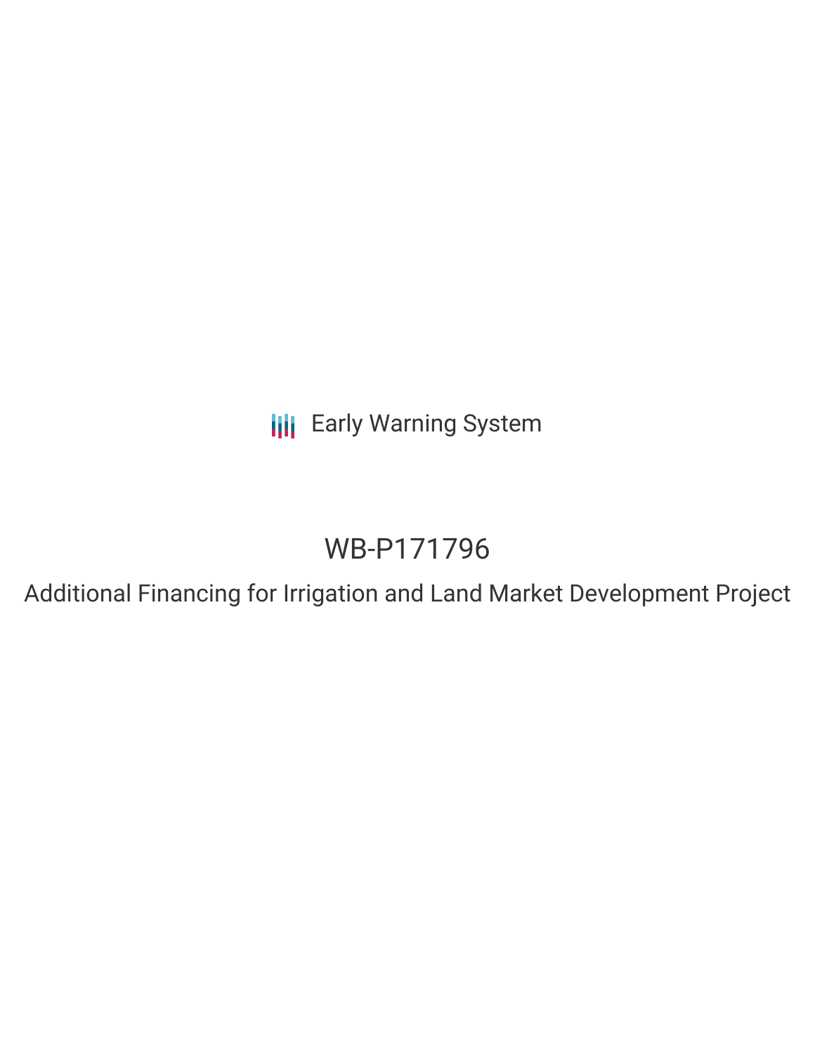Early Warning System

# WB-P171796

## Additional Financing for Irrigation and Land Market Development Project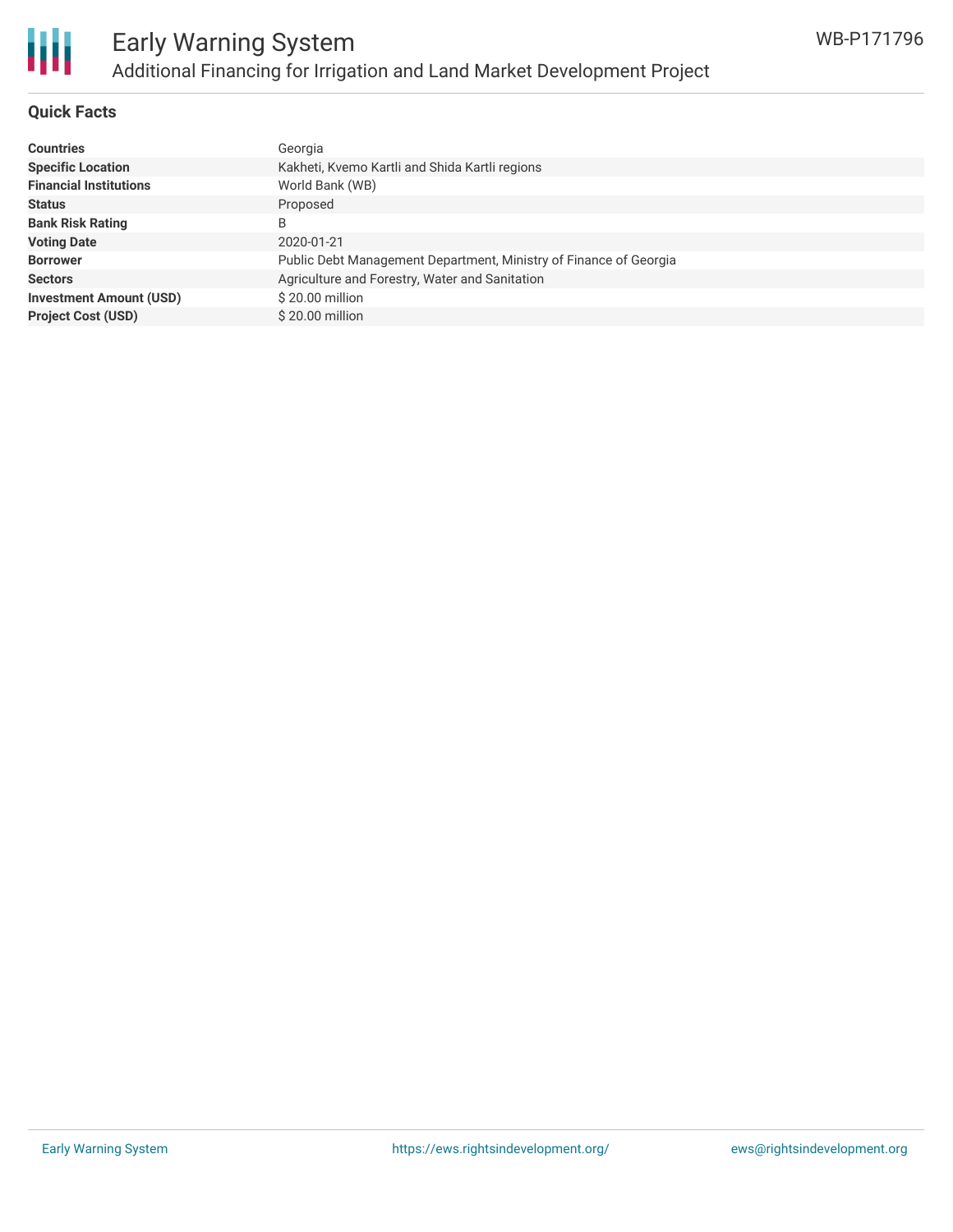## Quick Facts

| | |
|---|---|
| **Countries** | Georgia |
| **Specific Location** | Kakheti, Kvemo Kartli and Shida Kartli regions |
| **Financial Institutions** | World Bank (WB) |
| **Status** | Proposed |
| **Bank Risk Rating** | B |
| **Voting Date** | 2020-01-21 |
| **Borrower** | Public Debt Management Department, Ministry of Finance of Georgia |
| **Sectors** | Agriculture and Forestry, Water and Sanitation |
| **Investment Amount (USD)** | $ 20.00 million |
| **Project Cost (USD)** | $ 20.00 million |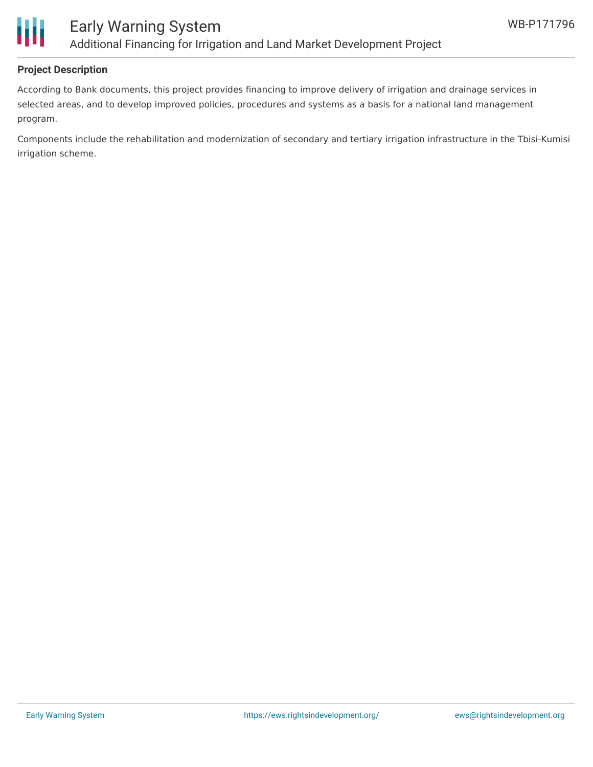**Project Description**

According to Bank documents, this project provides financing to improve delivery of irrigation and drainage services in selected areas, and to develop improved policies, procedures and systems as a basis for a national land management program.

Components include the rehabilitation and modernization of secondary and tertiary irrigation infrastructure in the Tbisi-Kumisi irrigation scheme.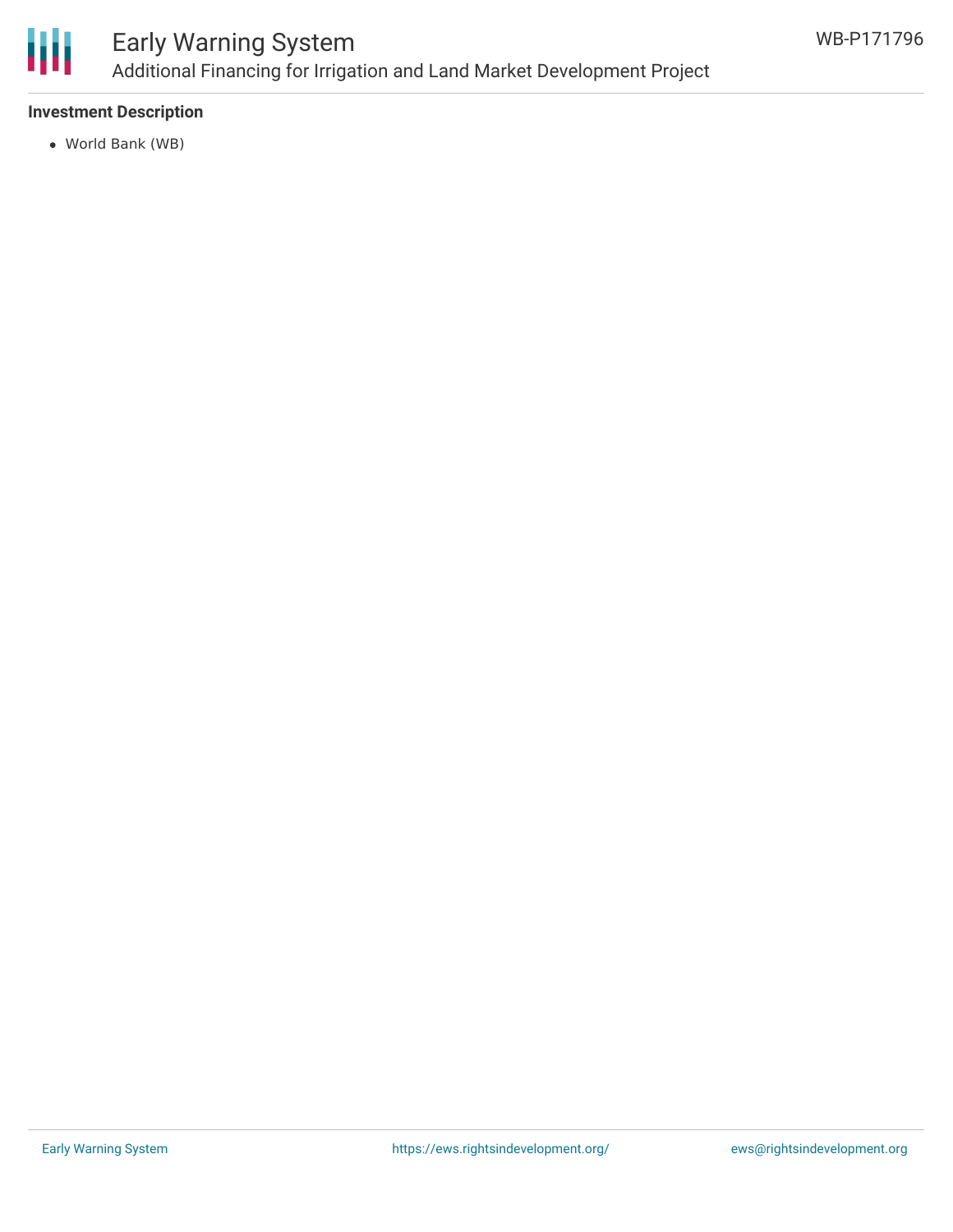### Investment Description

- World Bank (WB)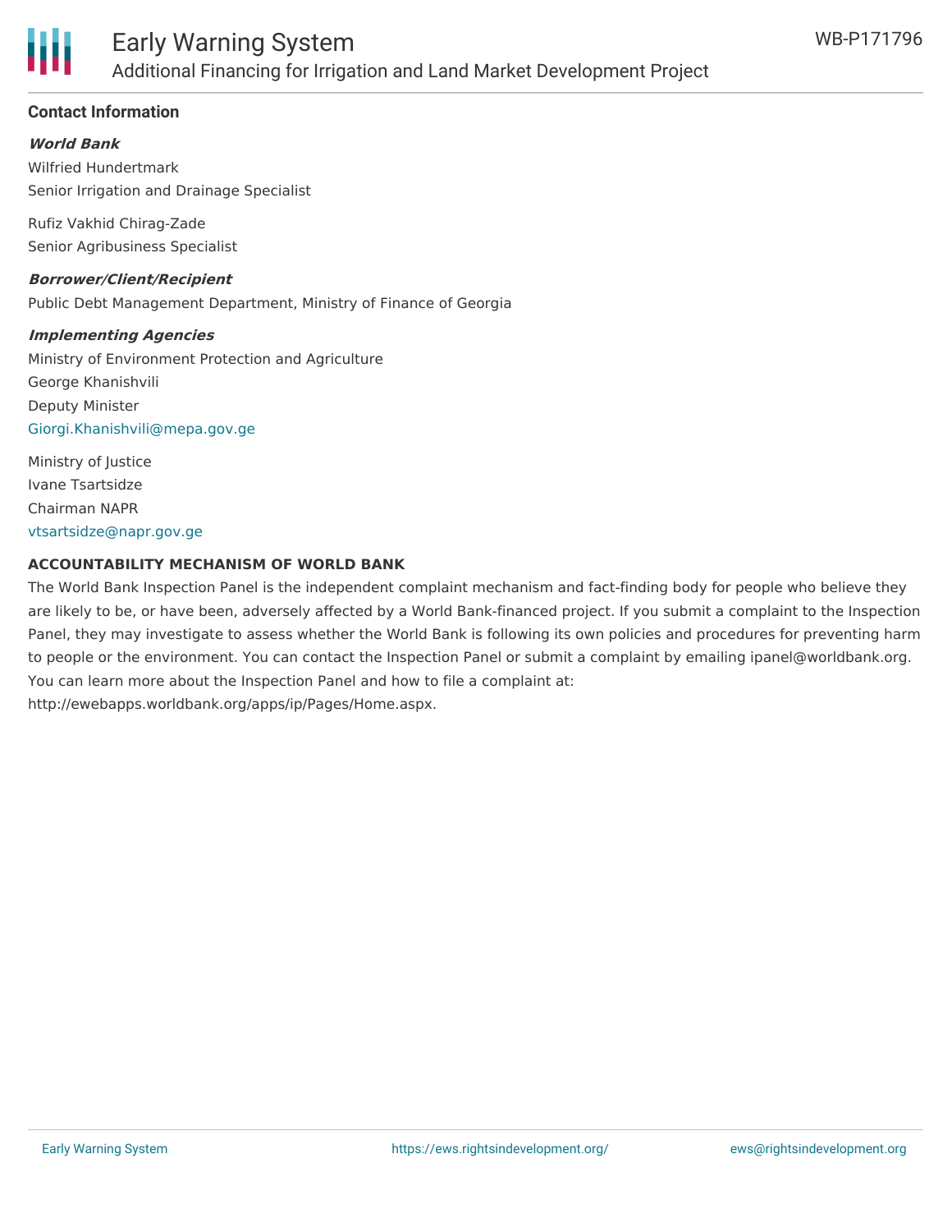## Contact Information

***World Bank***

Wilfried Hundertmark
Senior Irrigation and Drainage Specialist

Rufiz Vakhid Chirag-Zade
Senior Agribusiness Specialist

***Borrower/Client/Recipient***

Public Debt Management Department, Ministry of Finance of Georgia

***Implementing Agencies***

Ministry of Environment Protection and Agriculture
George Khanishvili
Deputy Minister
Giorgi.Khanishvili@mepa.gov.ge

Ministry of Justice
Ivane Tsartsidze
Chairman NAPR
vtsartsidze@napr.gov.ge

### ACCOUNTABILITY MECHANISM OF WORLD BANK

The World Bank Inspection Panel is the independent complaint mechanism and fact-finding body for people who believe they are likely to be, or have been, adversely affected by a World Bank-financed project. If you submit a complaint to the Inspection Panel, they may investigate to assess whether the World Bank is following its own policies and procedures for preventing harm to people or the environment. You can contact the Inspection Panel or submit a complaint by emailing ipanel@worldbank.org. You can learn more about the Inspection Panel and how to file a complaint at: http://ewebapps.worldbank.org/apps/ip/Pages/Home.aspx.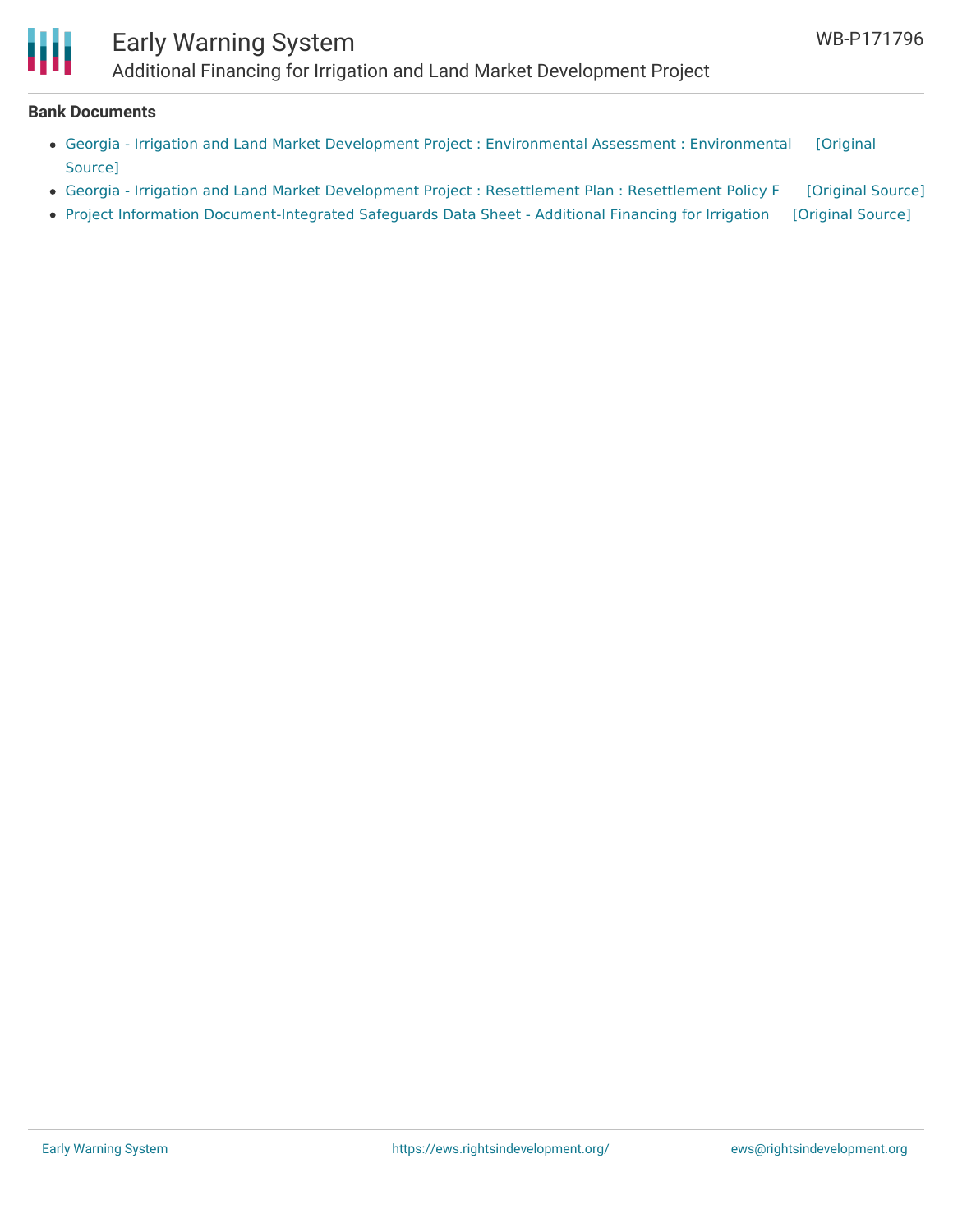**Bank Documents**

- Georgia - Irrigation and Land Market Development Project : Environmental Assessment : Environmental [Original Source]
- Georgia - Irrigation and Land Market Development Project : Resettlement Plan : Resettlement Policy F [Original Source]
- Project Information Document-Integrated Safeguards Data Sheet - Additional Financing for Irrigation [Original Source]